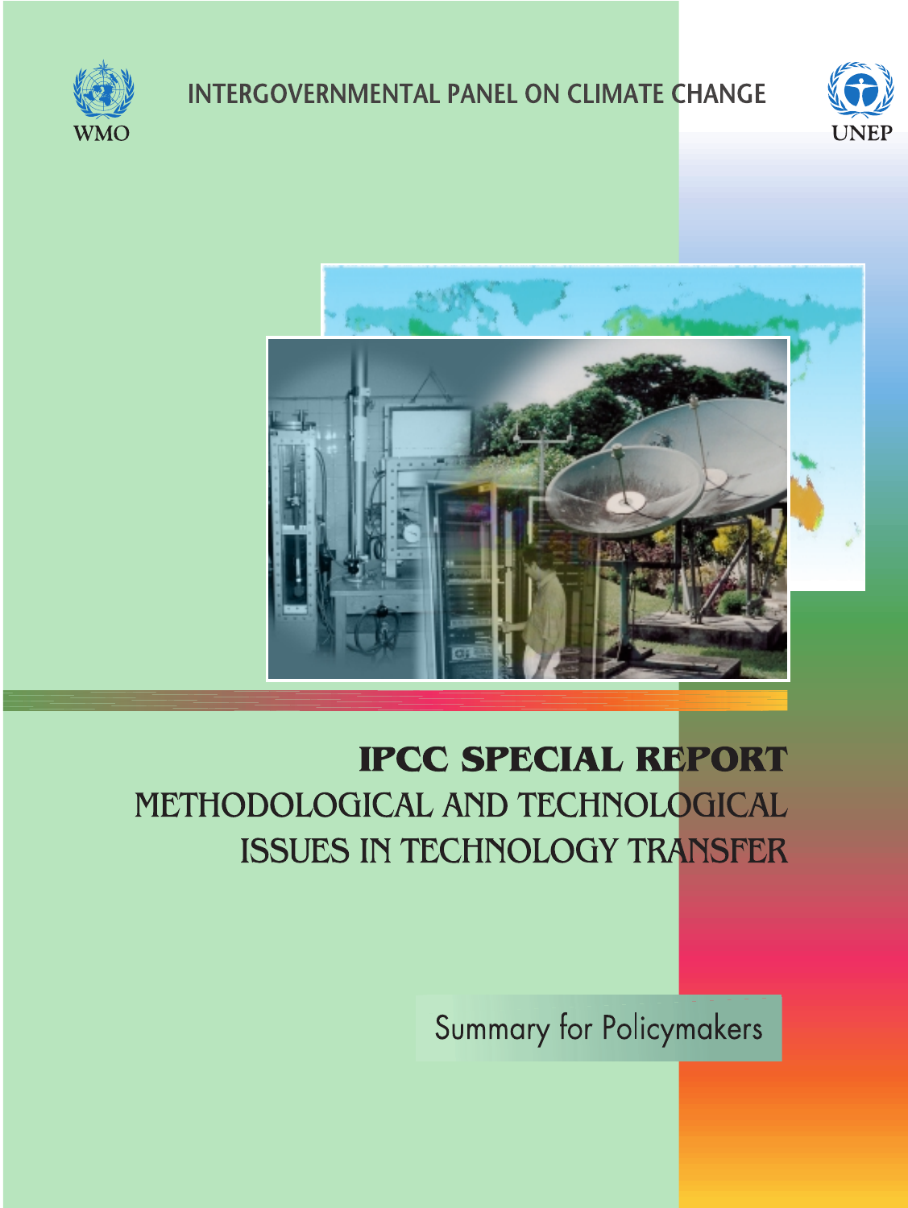WMO

INTERGOVERNMENTAL PANEL ON CLIMATE CHANGE

UNEP

# IPCC SPECIAL REPORT

## METHODOLOGICAL AND TECHNOLOGICAL ISSUES IN TECHNOLOGY TRANSFER

### Summary for Policymakers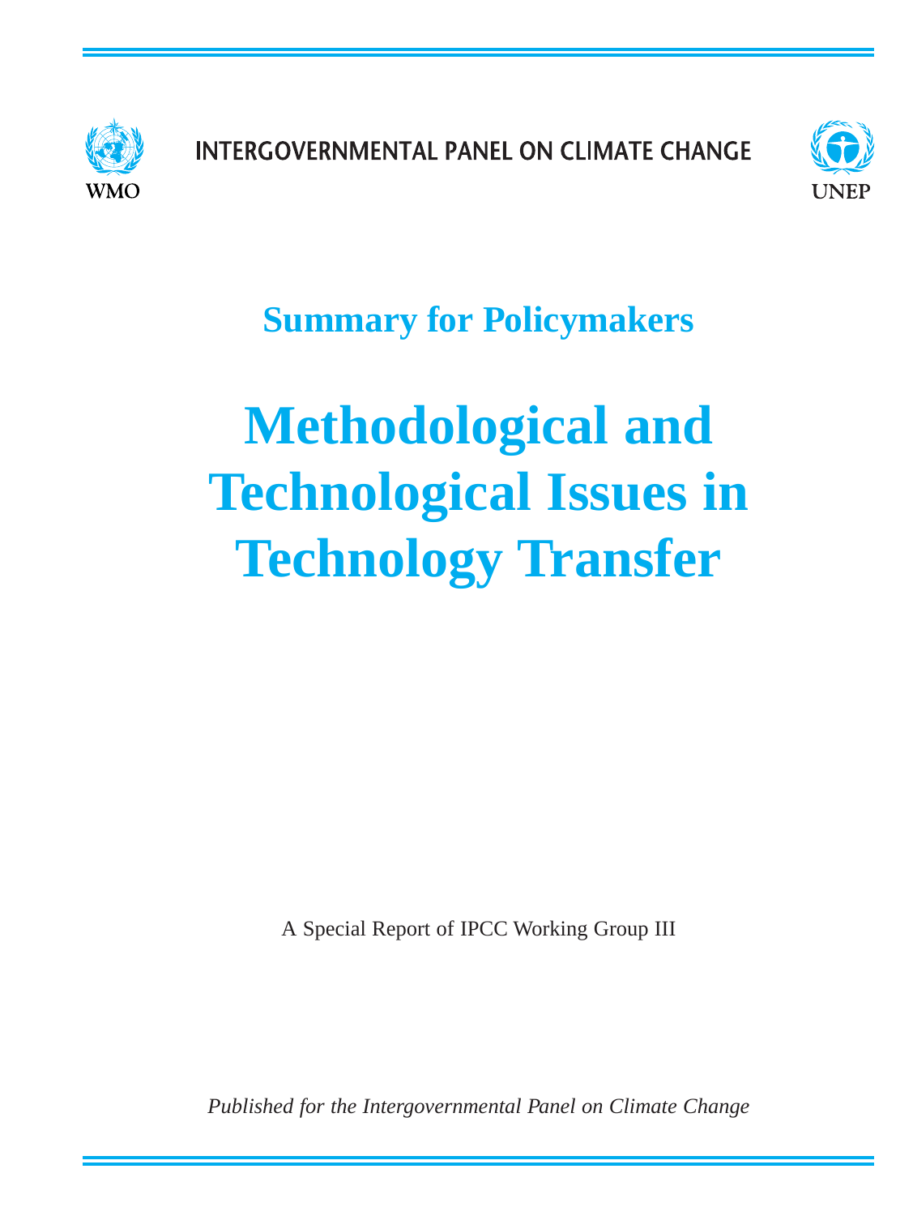INTERGOVERNMENTAL PANEL ON CLIMATE CHANGE

WMO

UNEP

## Summary for Policymakers

# Methodological and Technological Issues in Technology Transfer

A Special Report of IPCC Working Group III

*Published for the Intergovernmental Panel on Climate Change*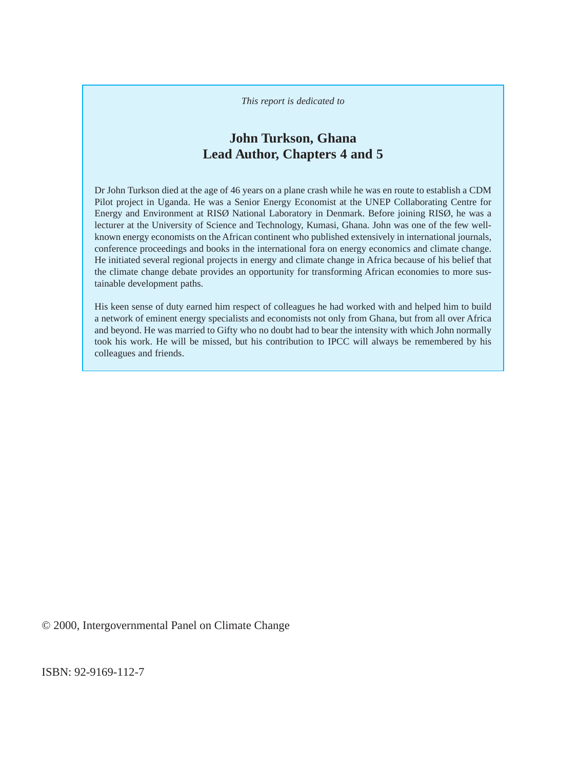*This report is dedicated to*

## John Turkson, Ghana
## Lead Author, Chapters 4 and 5

Dr John Turkson died at the age of 46 years on a plane crash while he was en route to establish a CDM Pilot project in Uganda. He was a Senior Energy Economist at the UNEP Collaborating Centre for Energy and Environment at RISØ National Laboratory in Denmark. Before joining RISØ, he was a lecturer at the University of Science and Technology, Kumasi, Ghana. John was one of the few well-known energy economists on the African continent who published extensively in international journals, conference proceedings and books in the international fora on energy economics and climate change. He initiated several regional projects in energy and climate change in Africa because of his belief that the climate change debate provides an opportunity for transforming African economies to more sustainable development paths.

His keen sense of duty earned him respect of colleagues he had worked with and helped him to build a network of eminent energy specialists and economists not only from Ghana, but from all over Africa and beyond. He was married to Gifty who no doubt had to bear the intensity with which John normally took his work. He will be missed, but his contribution to IPCC will always be remembered by his colleagues and friends.

© 2000, Intergovernmental Panel on Climate Change

ISBN: 92-9169-112-7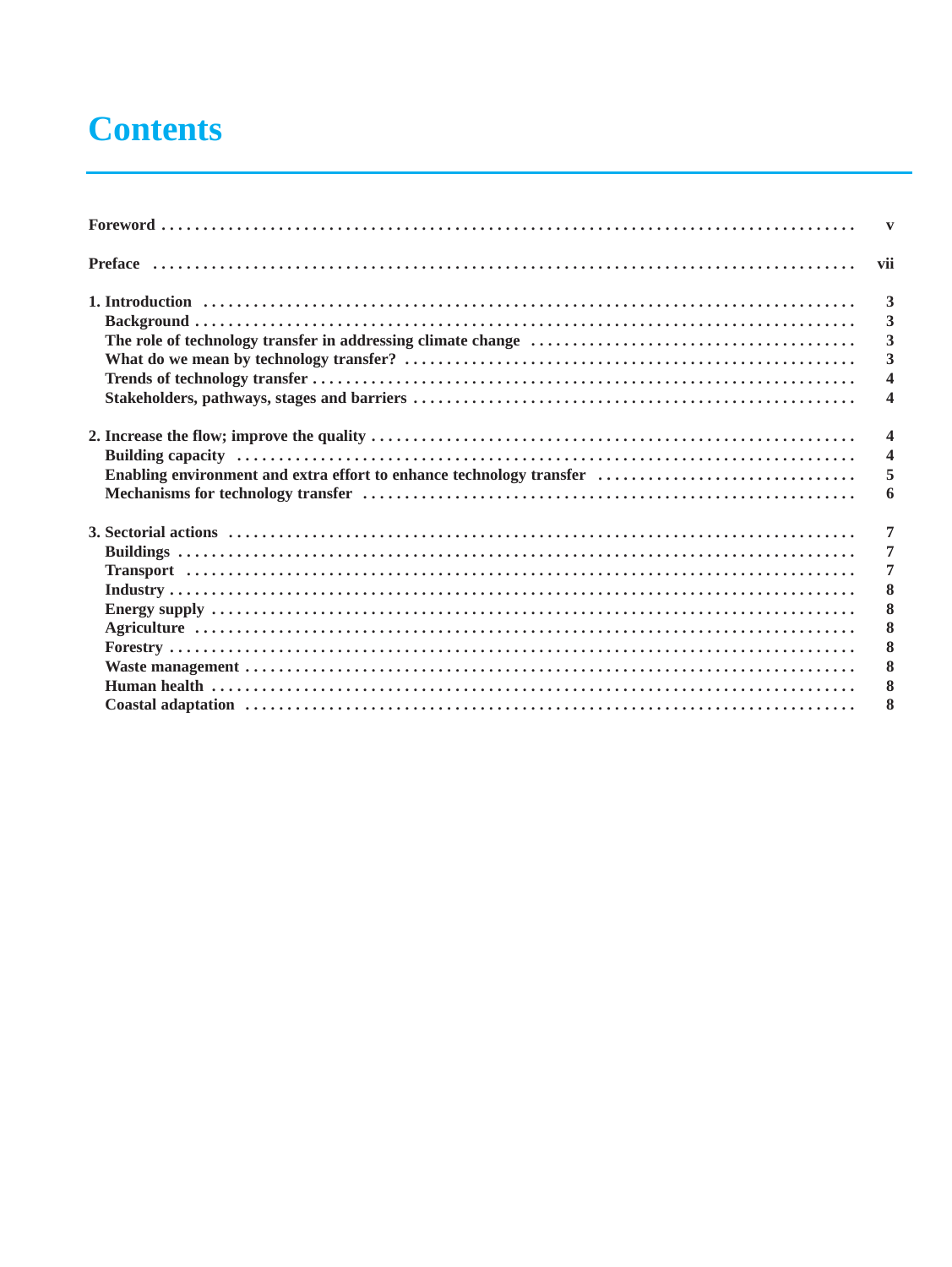# Contents

| | |
|---|---|
| **Foreword** | **v** |
| **Preface** | **vii** |
| **1. Introduction** | **3** |
| **Background** | **3** |
| **The role of technology transfer in addressing climate change** | **3** |
| **What do we mean by technology transfer?** | **3** |
| **Trends of technology transfer** | **4** |
| **Stakeholders, pathways, stages and barriers** | **4** |
| **2. Increase the flow; improve the quality** | **4** |
| **Building capacity** | **4** |
| **Enabling environment and extra effort to enhance technology transfer** | **5** |
| **Mechanisms for technology transfer** | **6** |
| **3. Sectorial actions** | **7** |
| **Buildings** | **7** |
| **Transport** | **7** |
| **Industry** | **8** |
| **Energy supply** | **8** |
| **Agriculture** | **8** |
| **Forestry** | **8** |
| **Waste management** | **8** |
| **Human health** | **8** |
| **Coastal adaptation** | **8** |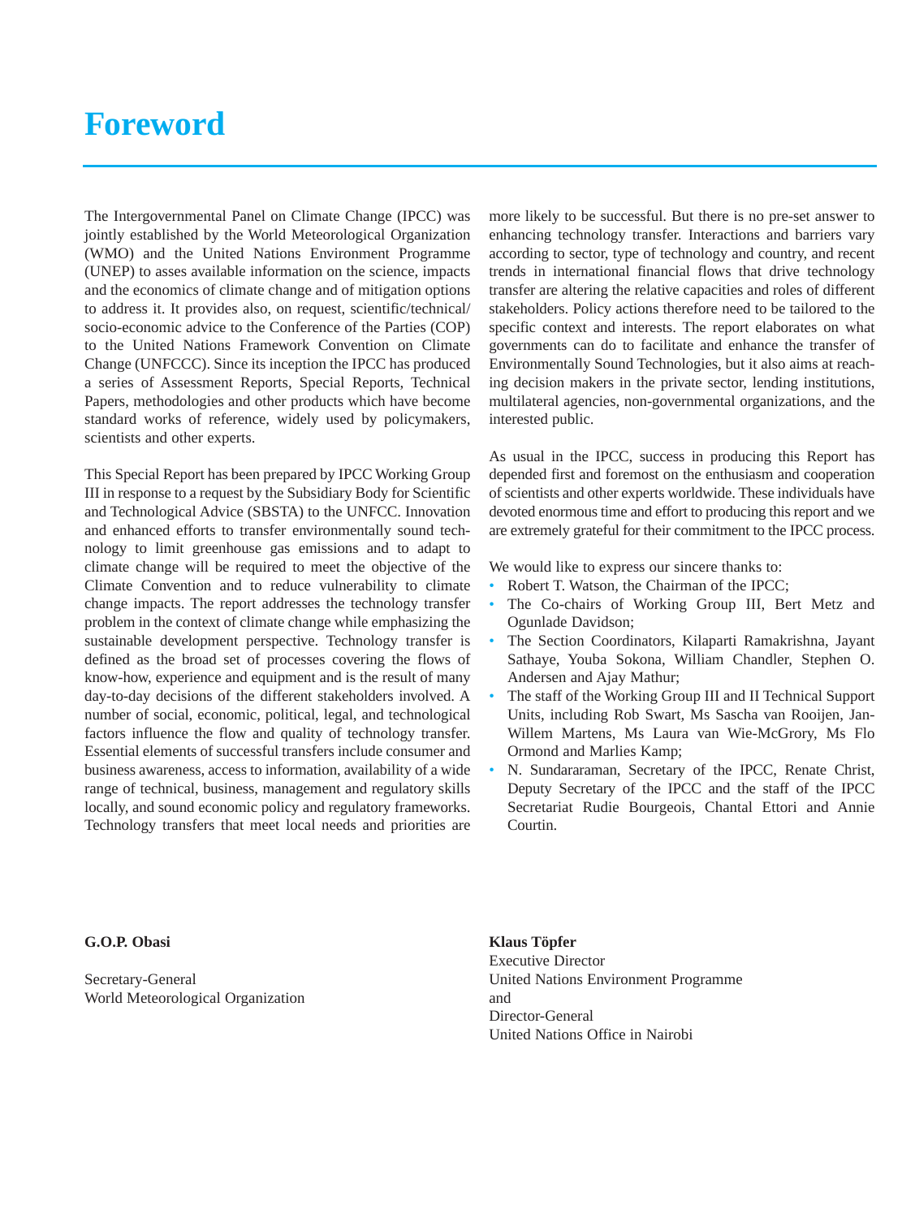# Foreword

The Intergovernmental Panel on Climate Change (IPCC) was jointly established by the World Meteorological Organization (WMO) and the United Nations Environment Programme (UNEP) to asses available information on the science, impacts and the economics of climate change and of mitigation options to address it. It provides also, on request, scientific/technical/socio-economic advice to the Conference of the Parties (COP) to the United Nations Framework Convention on Climate Change (UNFCCC). Since its inception the IPCC has produced a series of Assessment Reports, Special Reports, Technical Papers, methodologies and other products which have become standard works of reference, widely used by policymakers, scientists and other experts.

This Special Report has been prepared by IPCC Working Group III in response to a request by the Subsidiary Body for Scientific and Technological Advice (SBSTA) to the UNFCC. Innovation and enhanced efforts to transfer environmentally sound technology to limit greenhouse gas emissions and to adapt to climate change will be required to meet the objective of the Climate Convention and to reduce vulnerability to climate change impacts. The report addresses the technology transfer problem in the context of climate change while emphasizing the sustainable development perspective. Technology transfer is defined as the broad set of processes covering the flows of know-how, experience and equipment and is the result of many day-to-day decisions of the different stakeholders involved. A number of social, economic, political, legal, and technological factors influence the flow and quality of technology transfer. Essential elements of successful transfers include consumer and business awareness, access to information, availability of a wide range of technical, business, management and regulatory skills locally, and sound economic policy and regulatory frameworks. Technology transfers that meet local needs and priorities are more likely to be successful. But there is no pre-set answer to enhancing technology transfer. Interactions and barriers vary according to sector, type of technology and country, and recent trends in international financial flows that drive technology transfer are altering the relative capacities and roles of different stakeholders. Policy actions therefore need to be tailored to the specific context and interests. The report elaborates on what governments can do to facilitate and enhance the transfer of Environmentally Sound Technologies, but it also aims at reaching decision makers in the private sector, lending institutions, multilateral agencies, non-governmental organizations, and the interested public.

As usual in the IPCC, success in producing this Report has depended first and foremost on the enthusiasm and cooperation of scientists and other experts worldwide. These individuals have devoted enormous time and effort to producing this report and we are extremely grateful for their commitment to the IPCC process.

We would like to express our sincere thanks to:

- Robert T. Watson, the Chairman of the IPCC;
- The Co-chairs of Working Group III, Bert Metz and Ogunlade Davidson;
- The Section Coordinators, Kilaparti Ramakrishna, Jayant Sathaye, Youba Sokona, William Chandler, Stephen O. Andersen and Ajay Mathur;
- The staff of the Working Group III and II Technical Support Units, including Rob Swart, Ms Sascha van Rooijen, Jan-Willem Martens, Ms Laura van Wie-McGrory, Ms Flo Ormond and Marlies Kamp;
- N. Sundararaman, Secretary of the IPCC, Renate Christ, Deputy Secretary of the IPCC and the staff of the IPCC Secretariat Rudie Bourgeois, Chantal Ettori and Annie Courtin.

**G.O.P. Obasi**

Secretary-General
World Meteorological Organization

**Klaus Töpfer**
Executive Director
United Nations Environment Programme
and
Director-General
United Nations Office in Nairobi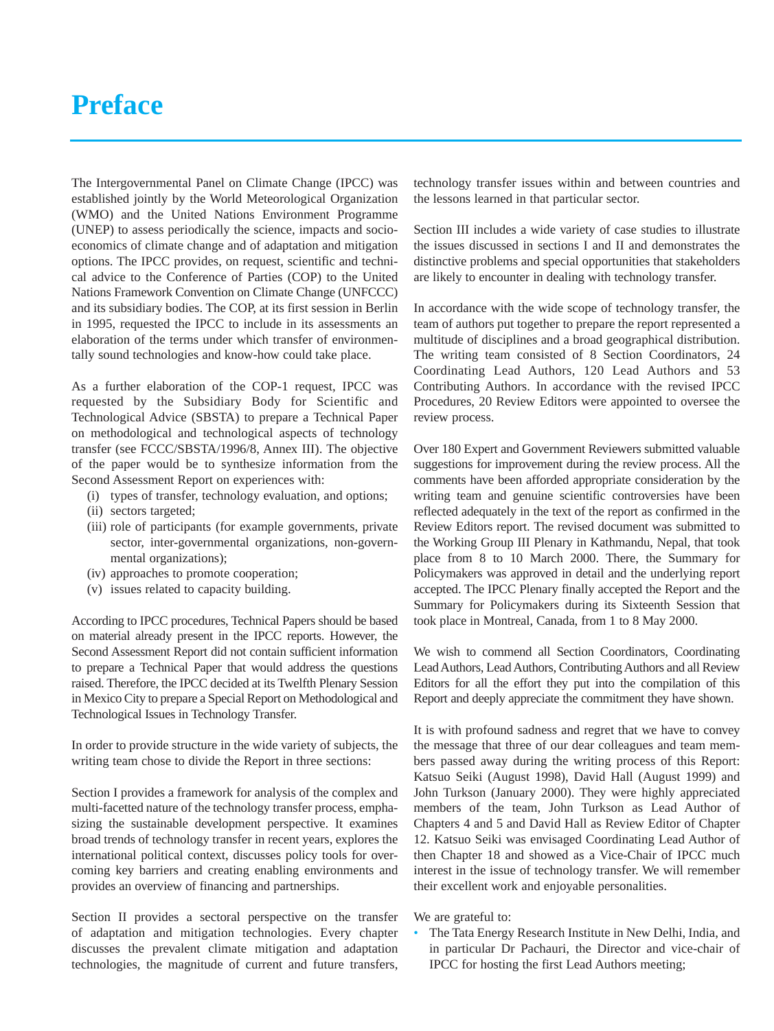# Preface

The Intergovernmental Panel on Climate Change (IPCC) was established jointly by the World Meteorological Organization (WMO) and the United Nations Environment Programme (UNEP) to assess periodically the science, impacts and socio-economics of climate change and of adaptation and mitigation options. The IPCC provides, on request, scientific and technical advice to the Conference of Parties (COP) to the United Nations Framework Convention on Climate Change (UNFCCC) and its subsidiary bodies. The COP, at its first session in Berlin in 1995, requested the IPCC to include in its assessments an elaboration of the terms under which transfer of environmentally sound technologies and know-how could take place.

As a further elaboration of the COP-1 request, IPCC was requested by the Subsidiary Body for Scientific and Technological Advice (SBSTA) to prepare a Technical Paper on methodological and technological aspects of technology transfer (see FCCC/SBSTA/1996/8, Annex III). The objective of the paper would be to synthesize information from the Second Assessment Report on experiences with:

(i) types of transfer, technology evaluation, and options;
(ii) sectors targeted;
(iii) role of participants (for example governments, private sector, inter-governmental organizations, non-governmental organizations);
(iv) approaches to promote cooperation;
(v) issues related to capacity building.

According to IPCC procedures, Technical Papers should be based on material already present in the IPCC reports. However, the Second Assessment Report did not contain sufficient information to prepare a Technical Paper that would address the questions raised. Therefore, the IPCC decided at its Twelfth Plenary Session in Mexico City to prepare a Special Report on Methodological and Technological Issues in Technology Transfer.

In order to provide structure in the wide variety of subjects, the writing team chose to divide the Report in three sections:

Section I provides a framework for analysis of the complex and multi-facetted nature of the technology transfer process, emphasizing the sustainable development perspective. It examines broad trends of technology transfer in recent years, explores the international political context, discusses policy tools for overcoming key barriers and creating enabling environments and provides an overview of financing and partnerships.

Section II provides a sectoral perspective on the transfer of adaptation and mitigation technologies. Every chapter discusses the prevalent climate mitigation and adaptation technologies, the magnitude of current and future transfers, technology transfer issues within and between countries and the lessons learned in that particular sector.

Section III includes a wide variety of case studies to illustrate the issues discussed in sections I and II and demonstrates the distinctive problems and special opportunities that stakeholders are likely to encounter in dealing with technology transfer.

In accordance with the wide scope of technology transfer, the team of authors put together to prepare the report represented a multitude of disciplines and a broad geographical distribution. The writing team consisted of 8 Section Coordinators, 24 Coordinating Lead Authors, 120 Lead Authors and 53 Contributing Authors. In accordance with the revised IPCC Procedures, 20 Review Editors were appointed to oversee the review process.

Over 180 Expert and Government Reviewers submitted valuable suggestions for improvement during the review process. All the comments have been afforded appropriate consideration by the writing team and genuine scientific controversies have been reflected adequately in the text of the report as confirmed in the Review Editors report. The revised document was submitted to the Working Group III Plenary in Kathmandu, Nepal, that took place from 8 to 10 March 2000. There, the Summary for Policymakers was approved in detail and the underlying report accepted. The IPCC Plenary finally accepted the Report and the Summary for Policymakers during its Sixteenth Session that took place in Montreal, Canada, from 1 to 8 May 2000.

We wish to commend all Section Coordinators, Coordinating Lead Authors, Lead Authors, Contributing Authors and all Review Editors for all the effort they put into the compilation of this Report and deeply appreciate the commitment they have shown.

It is with profound sadness and regret that we have to convey the message that three of our dear colleagues and team members passed away during the writing process of this Report: Katsuo Seiki (August 1998), David Hall (August 1999) and John Turkson (January 2000). They were highly appreciated members of the team, John Turkson as Lead Author of Chapters 4 and 5 and David Hall as Review Editor of Chapter 12. Katsuo Seiki was envisaged Coordinating Lead Author of then Chapter 18 and showed as a Vice-Chair of IPCC much interest in the issue of technology transfer. We will remember their excellent work and enjoyable personalities.

We are grateful to:

- The Tata Energy Research Institute in New Delhi, India, and in particular Dr Pachauri, the Director and vice-chair of IPCC for hosting the first Lead Authors meeting;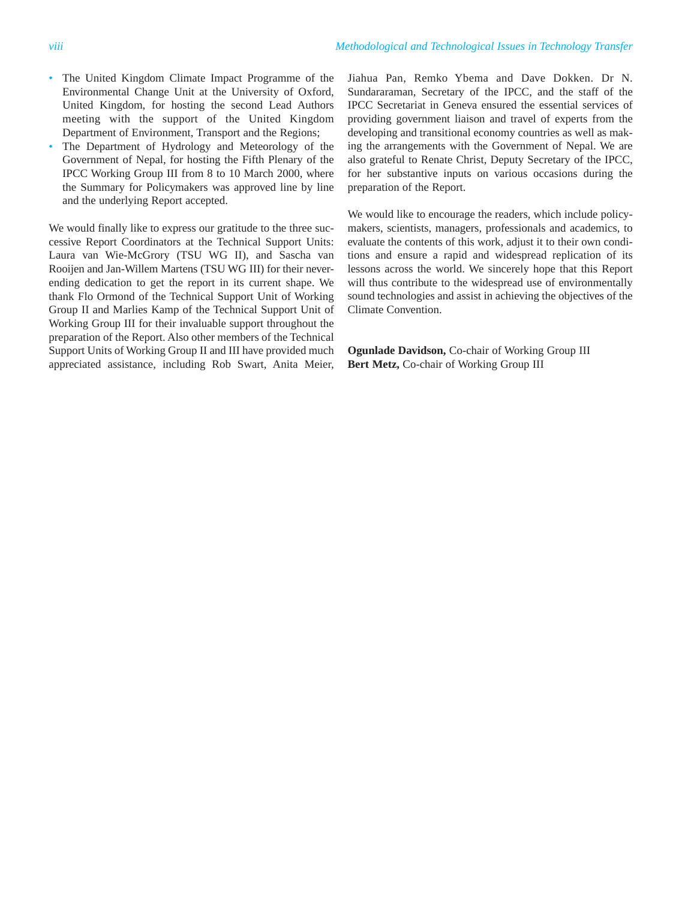- The United Kingdom Climate Impact Programme of the Environmental Change Unit at the University of Oxford, United Kingdom, for hosting the second Lead Authors meeting with the support of the United Kingdom Department of Environment, Transport and the Regions;
- The Department of Hydrology and Meteorology of the Government of Nepal, for hosting the Fifth Plenary of the IPCC Working Group III from 8 to 10 March 2000, where the Summary for Policymakers was approved line by line and the underlying Report accepted.

We would finally like to express our gratitude to the three successive Report Coordinators at the Technical Support Units: Laura van Wie-McGrory (TSU WG II), and Sascha van Rooijen and Jan-Willem Martens (TSU WG III) for their neverending dedication to get the report in its current shape. We thank Flo Ormond of the Technical Support Unit of Working Group II and Marlies Kamp of the Technical Support Unit of Working Group III for their invaluable support throughout the preparation of the Report. Also other members of the Technical Support Units of Working Group II and III have provided much appreciated assistance, including Rob Swart, Anita Meier, Jiahua Pan, Remko Ybema and Dave Dokken. Dr N. Sundararaman, Secretary of the IPCC, and the staff of the IPCC Secretariat in Geneva ensured the essential services of providing government liaison and travel of experts from the developing and transitional economy countries as well as making the arrangements with the Government of Nepal. We are also grateful to Renate Christ, Deputy Secretary of the IPCC, for her substantive inputs on various occasions during the preparation of the Report.

We would like to encourage the readers, which include policymakers, scientists, managers, professionals and academics, to evaluate the contents of this work, adjust it to their own conditions and ensure a rapid and widespread replication of its lessons across the world. We sincerely hope that this Report will thus contribute to the widespread use of environmentally sound technologies and assist in achieving the objectives of the Climate Convention.

**Ogunlade Davidson,** Co-chair of Working Group III
**Bert Metz,** Co-chair of Working Group III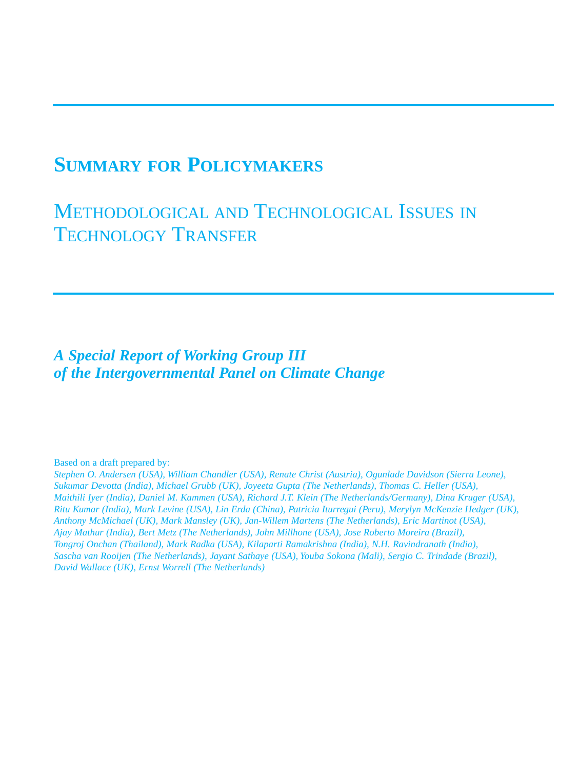# Summary for Policymakers

## Methodological and Technological Issues in Technology Transfer

***A Special Report of Working Group III of the Intergovernmental Panel on Climate Change***

Based on a draft prepared by:

*Stephen O. Andersen (USA), William Chandler (USA), Renate Christ (Austria), Ogunlade Davidson (Sierra Leone), Sukumar Devotta (India), Michael Grubb (UK), Joyeeta Gupta (The Netherlands), Thomas C. Heller (USA), Maithili Iyer (India), Daniel M. Kammen (USA), Richard J.T. Klein (The Netherlands/Germany), Dina Kruger (USA), Ritu Kumar (India), Mark Levine (USA), Lin Erda (China), Patricia Iturregui (Peru), Merylyn McKenzie Hedger (UK), Anthony McMichael (UK), Mark Mansley (UK), Jan-Willem Martens (The Netherlands), Eric Martinot (USA), Ajay Mathur (India), Bert Metz (The Netherlands), John Millhone (USA), Jose Roberto Moreira (Brazil), Tongroj Onchan (Thailand), Mark Radka (USA), Kilaparti Ramakrishna (India), N.H. Ravindranath (India), Sascha van Rooijen (The Netherlands), Jayant Sathaye (USA), Youba Sokona (Mali), Sergio C. Trindade (Brazil), David Wallace (UK), Ernst Worrell (The Netherlands)*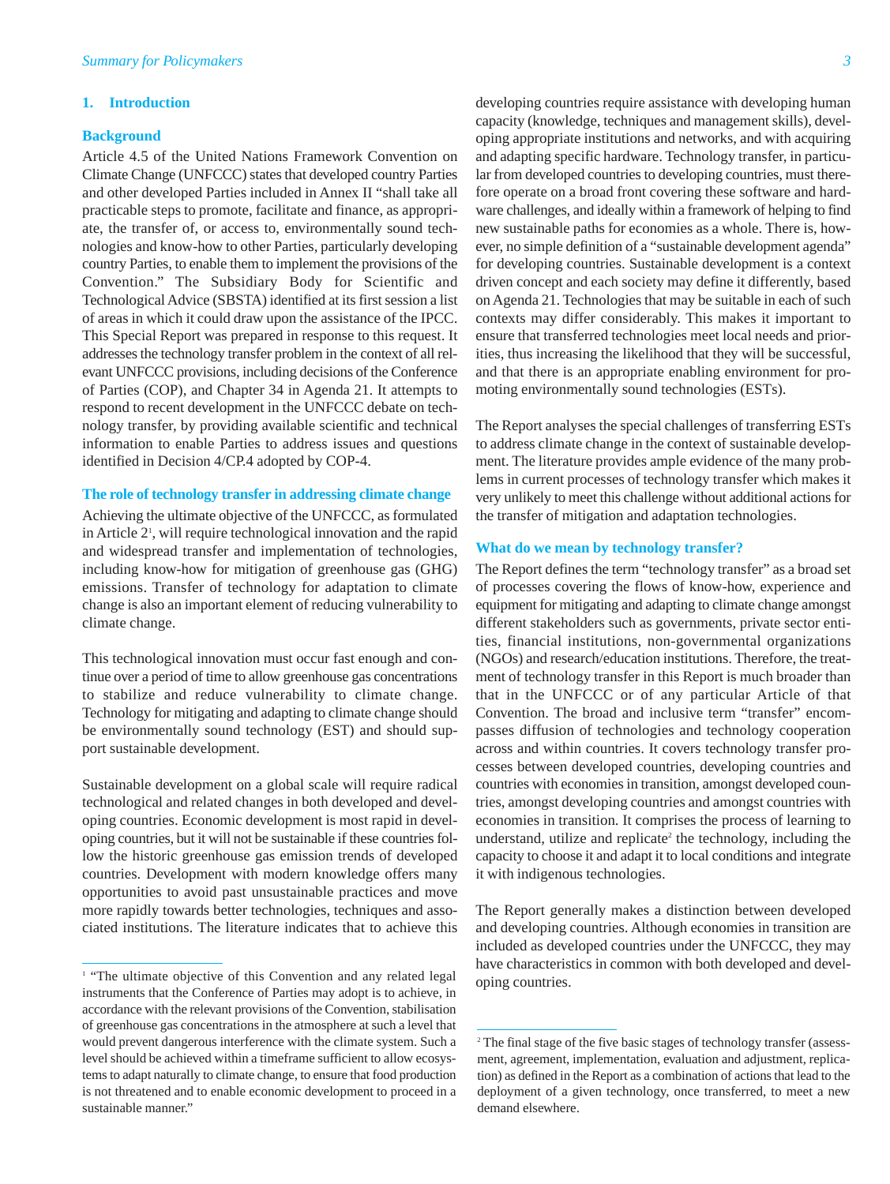## 1. Introduction

### Background

Article 4.5 of the United Nations Framework Convention on Climate Change (UNFCCC) states that developed country Parties and other developed Parties included in Annex II "shall take all practicable steps to promote, facilitate and finance, as appropriate, the transfer of, or access to, environmentally sound technologies and know-how to other Parties, particularly developing country Parties, to enable them to implement the provisions of the Convention." The Subsidiary Body for Scientific and Technological Advice (SBSTA) identified at its first session a list of areas in which it could draw upon the assistance of the IPCC. This Special Report was prepared in response to this request. It addresses the technology transfer problem in the context of all relevant UNFCCC provisions, including decisions of the Conference of Parties (COP), and Chapter 34 in Agenda 21. It attempts to respond to recent development in the UNFCCC debate on technology transfer, by providing available scientific and technical information to enable Parties to address issues and questions identified in Decision 4/CP.4 adopted by COP-4.

### The role of technology transfer in addressing climate change

Achieving the ultimate objective of the UNFCCC, as formulated in Article 2[1], will require technological innovation and the rapid and widespread transfer and implementation of technologies, including know-how for mitigation of greenhouse gas (GHG) emissions. Transfer of technology for adaptation to climate change is also an important element of reducing vulnerability to climate change.

This technological innovation must occur fast enough and continue over a period of time to allow greenhouse gas concentrations to stabilize and reduce vulnerability to climate change. Technology for mitigating and adapting to climate change should be environmentally sound technology (EST) and should support sustainable development.

Sustainable development on a global scale will require radical technological and related changes in both developed and developing countries. Economic development is most rapid in developing countries, but it will not be sustainable if these countries follow the historic greenhouse gas emission trends of developed countries. Development with modern knowledge offers many opportunities to avoid past unsustainable practices and move more rapidly towards better technologies, techniques and associated institutions. The literature indicates that to achieve this developing countries require assistance with developing human capacity (knowledge, techniques and management skills), developing appropriate institutions and networks, and with acquiring and adapting specific hardware. Technology transfer, in particular from developed countries to developing countries, must therefore operate on a broad front covering these software and hardware challenges, and ideally within a framework of helping to find new sustainable paths for economies as a whole. There is, however, no simple definition of a "sustainable development agenda" for developing countries. Sustainable development is a context driven concept and each society may define it differently, based on Agenda 21. Technologies that may be suitable in each of such contexts may differ considerably. This makes it important to ensure that transferred technologies meet local needs and priorities, thus increasing the likelihood that they will be successful, and that there is an appropriate enabling environment for promoting environmentally sound technologies (ESTs).

The Report analyses the special challenges of transferring ESTs to address climate change in the context of sustainable development. The literature provides ample evidence of the many problems in current processes of technology transfer which makes it very unlikely to meet this challenge without additional actions for the transfer of mitigation and adaptation technologies.

### What do we mean by technology transfer?

The Report defines the term "technology transfer" as a broad set of processes covering the flows of know-how, experience and equipment for mitigating and adapting to climate change amongst different stakeholders such as governments, private sector entities, financial institutions, non-governmental organizations (NGOs) and research/education institutions. Therefore, the treatment of technology transfer in this Report is much broader than that in the UNFCCC or of any particular Article of that Convention. The broad and inclusive term "transfer" encompasses diffusion of technologies and technology cooperation across and within countries. It covers technology transfer processes between developed countries, developing countries and countries with economies in transition, amongst developed countries, amongst developing countries and amongst countries with economies in transition. It comprises the process of learning to understand, utilize and replicate[2] the technology, including the capacity to choose it and adapt it to local conditions and integrate it with indigenous technologies.

The Report generally makes a distinction between developed and developing countries. Although economies in transition are included as developed countries under the UNFCCC, they may have characteristics in common with both developed and developing countries.

---

[1] "The ultimate objective of this Convention and any related legal instruments that the Conference of Parties may adopt is to achieve, in accordance with the relevant provisions of the Convention, stabilisation of greenhouse gas concentrations in the atmosphere at such a level that would prevent dangerous interference with the climate system. Such a level should be achieved within a timeframe sufficient to allow ecosystems to adapt naturally to climate change, to ensure that food production is not threatened and to enable economic development to proceed in a sustainable manner."

[2] The final stage of the five basic stages of technology transfer (assessment, agreement, implementation, evaluation and adjustment, replication) as defined in the Report as a combination of actions that lead to the deployment of a given technology, once transferred, to meet a new demand elsewhere.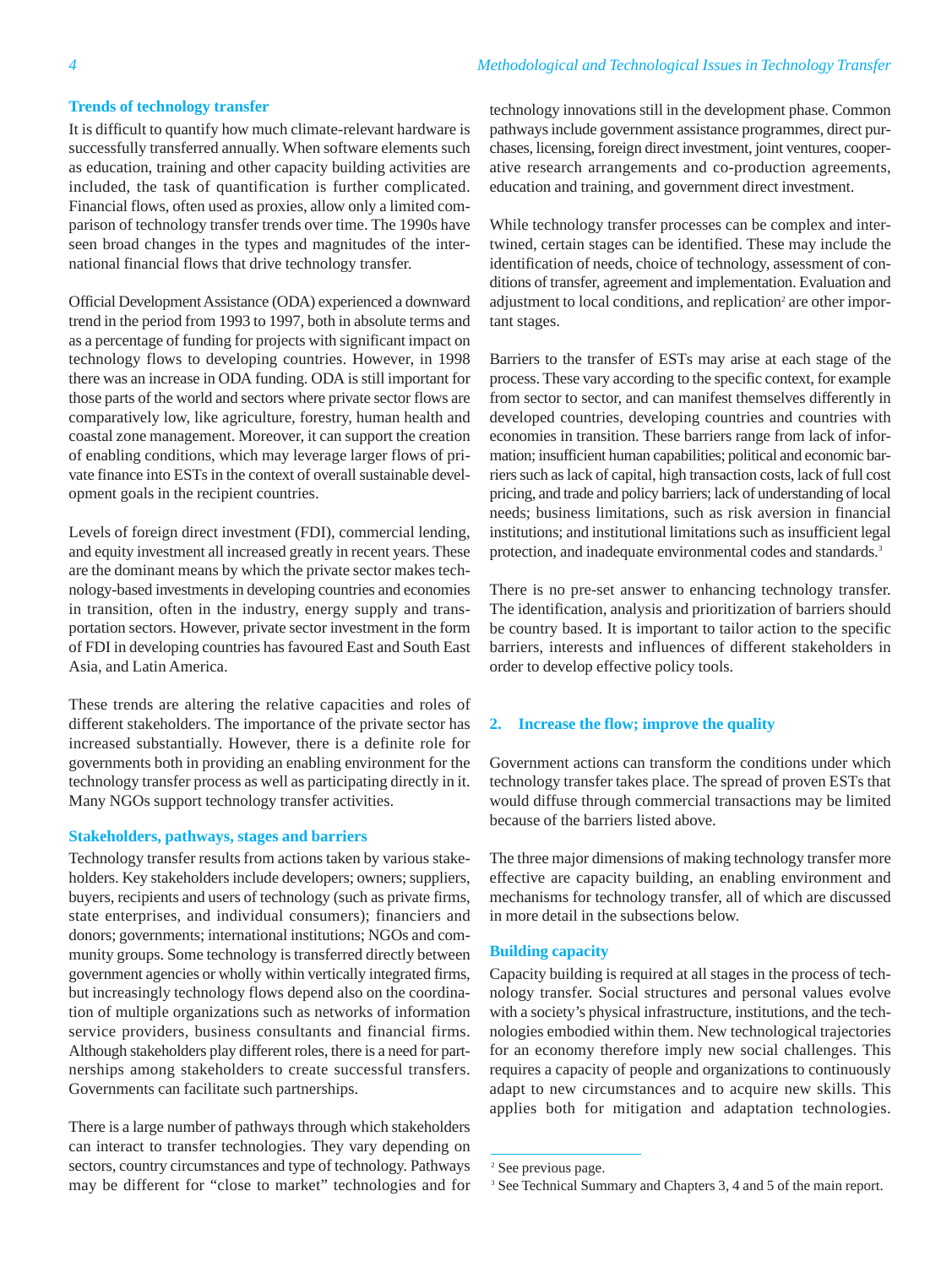### Trends of technology transfer

It is difficult to quantify how much climate-relevant hardware is successfully transferred annually. When software elements such as education, training and other capacity building activities are included, the task of quantification is further complicated. Financial flows, often used as proxies, allow only a limited comparison of technology transfer trends over time. The 1990s have seen broad changes in the types and magnitudes of the international financial flows that drive technology transfer.

Official Development Assistance (ODA) experienced a downward trend in the period from 1993 to 1997, both in absolute terms and as a percentage of funding for projects with significant impact on technology flows to developing countries. However, in 1998 there was an increase in ODA funding. ODA is still important for those parts of the world and sectors where private sector flows are comparatively low, like agriculture, forestry, human health and coastal zone management. Moreover, it can support the creation of enabling conditions, which may leverage larger flows of private finance into ESTs in the context of overall sustainable development goals in the recipient countries.

Levels of foreign direct investment (FDI), commercial lending, and equity investment all increased greatly in recent years. These are the dominant means by which the private sector makes technology-based investments in developing countries and economies in transition, often in the industry, energy supply and transportation sectors. However, private sector investment in the form of FDI in developing countries has favoured East and South East Asia, and Latin America.

These trends are altering the relative capacities and roles of different stakeholders. The importance of the private sector has increased substantially. However, there is a definite role for governments both in providing an enabling environment for the technology transfer process as well as participating directly in it. Many NGOs support technology transfer activities.

### Stakeholders, pathways, stages and barriers

Technology transfer results from actions taken by various stakeholders. Key stakeholders include developers; owners; suppliers, buyers, recipients and users of technology (such as private firms, state enterprises, and individual consumers); financiers and donors; governments; international institutions; NGOs and community groups. Some technology is transferred directly between government agencies or wholly within vertically integrated firms, but increasingly technology flows depend also on the coordination of multiple organizations such as networks of information service providers, business consultants and financial firms. Although stakeholders play different roles, there is a need for partnerships among stakeholders to create successful transfers. Governments can facilitate such partnerships.

There is a large number of pathways through which stakeholders can interact to transfer technologies. They vary depending on sectors, country circumstances and type of technology. Pathways may be different for "close to market" technologies and for technology innovations still in the development phase. Common pathways include government assistance programmes, direct purchases, licensing, foreign direct investment, joint ventures, cooperative research arrangements and co-production agreements, education and training, and government direct investment.

While technology transfer processes can be complex and intertwined, certain stages can be identified. These may include the identification of needs, choice of technology, assessment of conditions of transfer, agreement and implementation. Evaluation and adjustment to local conditions, and replication[2] are other important stages.

Barriers to the transfer of ESTs may arise at each stage of the process. These vary according to the specific context, for example from sector to sector, and can manifest themselves differently in developed countries, developing countries and countries with economies in transition. These barriers range from lack of information; insufficient human capabilities; political and economic barriers such as lack of capital, high transaction costs, lack of full cost pricing, and trade and policy barriers; lack of understanding of local needs; business limitations, such as risk aversion in financial institutions; and institutional limitations such as insufficient legal protection, and inadequate environmental codes and standards.[3]

There is no pre-set answer to enhancing technology transfer. The identification, analysis and prioritization of barriers should be country based. It is important to tailor action to the specific barriers, interests and influences of different stakeholders in order to develop effective policy tools.

## 2. Increase the flow; improve the quality

Government actions can transform the conditions under which technology transfer takes place. The spread of proven ESTs that would diffuse through commercial transactions may be limited because of the barriers listed above.

The three major dimensions of making technology transfer more effective are capacity building, an enabling environment and mechanisms for technology transfer, all of which are discussed in more detail in the subsections below.

### Building capacity

Capacity building is required at all stages in the process of technology transfer. Social structures and personal values evolve with a society's physical infrastructure, institutions, and the technologies embodied within them. New technological trajectories for an economy therefore imply new social challenges. This requires a capacity of people and organizations to continuously adapt to new circumstances and to acquire new skills. This applies both for mitigation and adaptation technologies.

[2] See previous page.

[3] See Technical Summary and Chapters 3, 4 and 5 of the main report.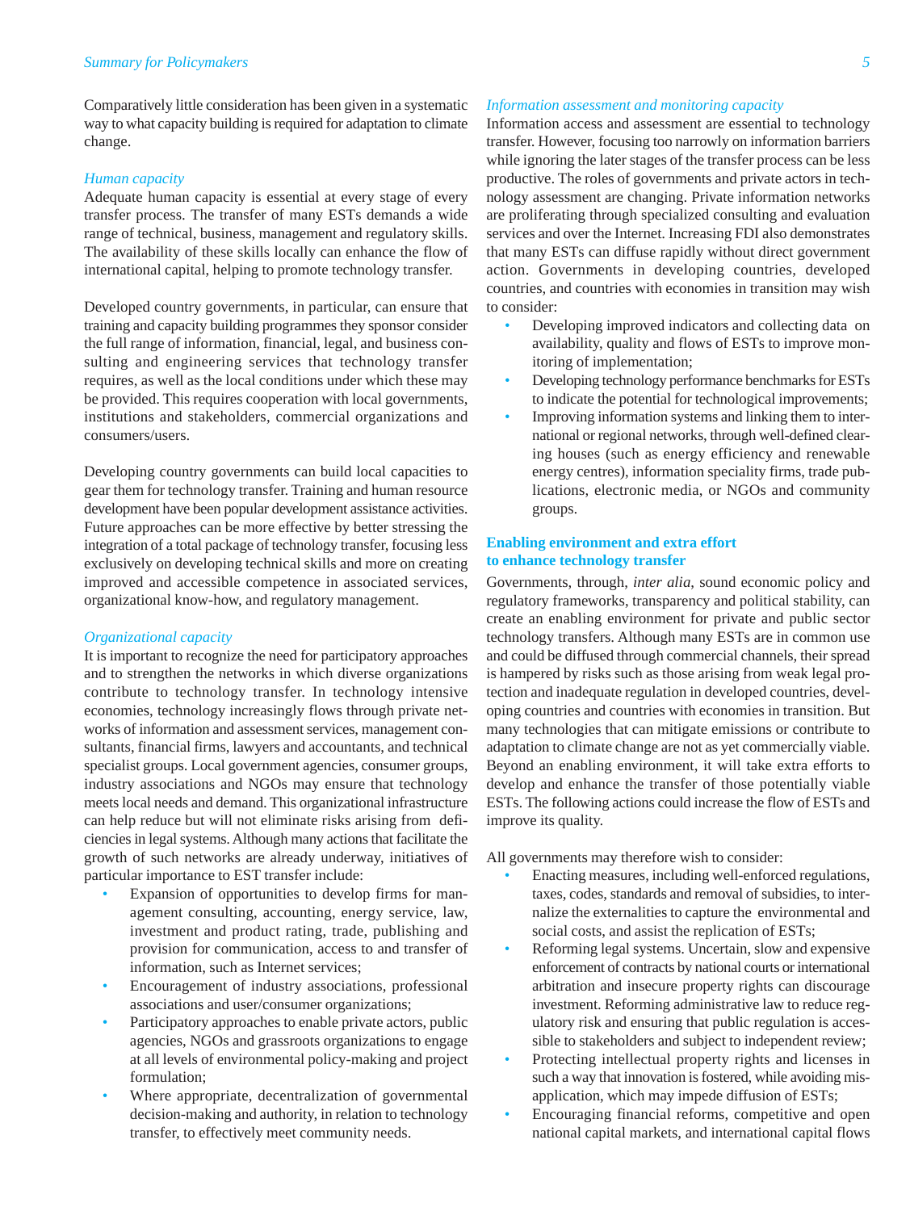Comparatively little consideration has been given in a systematic way to what capacity building is required for adaptation to climate change.

*Human capacity*

Adequate human capacity is essential at every stage of every transfer process. The transfer of many ESTs demands a wide range of technical, business, management and regulatory skills. The availability of these skills locally can enhance the flow of international capital, helping to promote technology transfer.

Developed country governments, in particular, can ensure that training and capacity building programmes they sponsor consider the full range of information, financial, legal, and business consulting and engineering services that technology transfer requires, as well as the local conditions under which these may be provided. This requires cooperation with local governments, institutions and stakeholders, commercial organizations and consumers/users.

Developing country governments can build local capacities to gear them for technology transfer. Training and human resource development have been popular development assistance activities. Future approaches can be more effective by better stressing the integration of a total package of technology transfer, focusing less exclusively on developing technical skills and more on creating improved and accessible competence in associated services, organizational know-how, and regulatory management.

*Organizational capacity*

It is important to recognize the need for participatory approaches and to strengthen the networks in which diverse organizations contribute to technology transfer. In technology intensive economies, technology increasingly flows through private networks of information and assessment services, management consultants, financial firms, lawyers and accountants, and technical specialist groups. Local government agencies, consumer groups, industry associations and NGOs may ensure that technology meets local needs and demand. This organizational infrastructure can help reduce but will not eliminate risks arising from deficiencies in legal systems. Although many actions that facilitate the growth of such networks are already underway, initiatives of particular importance to EST transfer include:

- Expansion of opportunities to develop firms for management consulting, accounting, energy service, law, investment and product rating, trade, publishing and provision for communication, access to and transfer of information, such as Internet services;
- Encouragement of industry associations, professional associations and user/consumer organizations;
- Participatory approaches to enable private actors, public agencies, NGOs and grassroots organizations to engage at all levels of environmental policy-making and project formulation;
- Where appropriate, decentralization of governmental decision-making and authority, in relation to technology transfer, to effectively meet community needs.

*Information assessment and monitoring capacity*

Information access and assessment are essential to technology transfer. However, focusing too narrowly on information barriers while ignoring the later stages of the transfer process can be less productive. The roles of governments and private actors in technology assessment are changing. Private information networks are proliferating through specialized consulting and evaluation services and over the Internet. Increasing FDI also demonstrates that many ESTs can diffuse rapidly without direct government action. Governments in developing countries, developed countries, and countries with economies in transition may wish to consider:

- Developing improved indicators and collecting data on availability, quality and flows of ESTs to improve monitoring of implementation;
- Developing technology performance benchmarks for ESTs to indicate the potential for technological improvements;
- Improving information systems and linking them to international or regional networks, through well-defined clearing houses (such as energy efficiency and renewable energy centres), information speciality firms, trade publications, electronic media, or NGOs and community groups.

## Enabling environment and extra effort to enhance technology transfer

Governments, through, *inter alia*, sound economic policy and regulatory frameworks, transparency and political stability, can create an enabling environment for private and public sector technology transfers. Although many ESTs are in common use and could be diffused through commercial channels, their spread is hampered by risks such as those arising from weak legal protection and inadequate regulation in developed countries, developing countries and countries with economies in transition. But many technologies that can mitigate emissions or contribute to adaptation to climate change are not as yet commercially viable. Beyond an enabling environment, it will take extra efforts to develop and enhance the transfer of those potentially viable ESTs. The following actions could increase the flow of ESTs and improve its quality.

All governments may therefore wish to consider:

- Enacting measures, including well-enforced regulations, taxes, codes, standards and removal of subsidies, to internalize the externalities to capture the environmental and social costs, and assist the replication of ESTs;
- Reforming legal systems. Uncertain, slow and expensive enforcement of contracts by national courts or international arbitration and insecure property rights can discourage investment. Reforming administrative law to reduce regulatory risk and ensuring that public regulation is accessible to stakeholders and subject to independent review;
- Protecting intellectual property rights and licenses in such a way that innovation is fostered, while avoiding misapplication, which may impede diffusion of ESTs;
- Encouraging financial reforms, competitive and open national capital markets, and international capital flows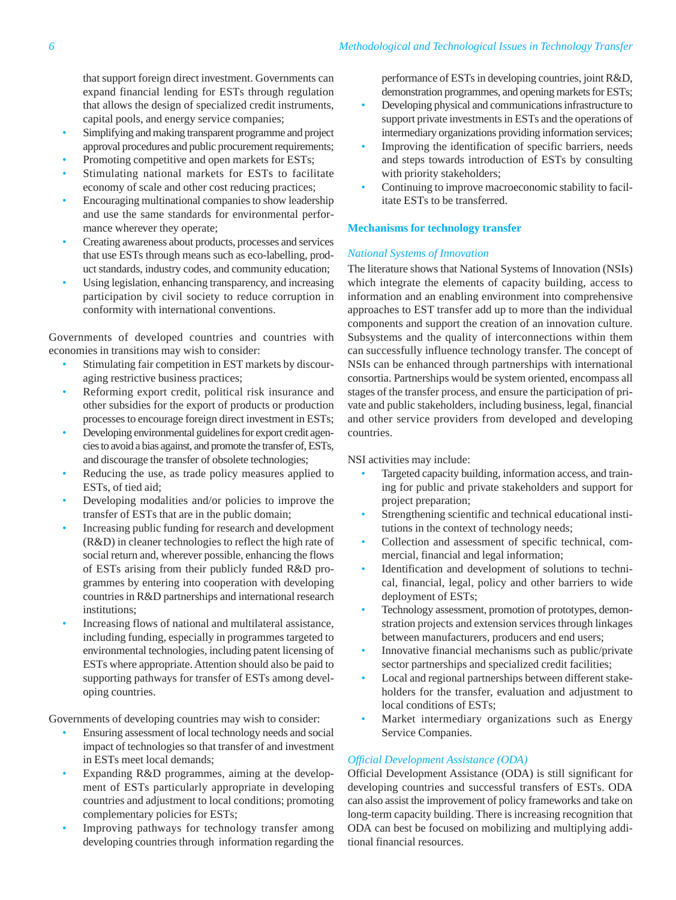that support foreign direct investment. Governments can expand financial lending for ESTs through regulation that allows the design of specialized credit instruments, capital pools, and energy service companies;

- Simplifying and making transparent programme and project approval procedures and public procurement requirements;
- Promoting competitive and open markets for ESTs;
- Stimulating national markets for ESTs to facilitate economy of scale and other cost reducing practices;
- Encouraging multinational companies to show leadership and use the same standards for environmental performance wherever they operate;
- Creating awareness about products, processes and services that use ESTs through means such as eco-labelling, product standards, industry codes, and community education;
- Using legislation, enhancing transparency, and increasing participation by civil society to reduce corruption in conformity with international conventions.

Governments of developed countries and countries with economies in transitions may wish to consider:

- Stimulating fair competition in EST markets by discouraging restrictive business practices;
- Reforming export credit, political risk insurance and other subsidies for the export of products or production processes to encourage foreign direct investment in ESTs;
- Developing environmental guidelines for export credit agencies to avoid a bias against, and promote the transfer of, ESTs, and discourage the transfer of obsolete technologies;
- Reducing the use, as trade policy measures applied to ESTs, of tied aid;
- Developing modalities and/or policies to improve the transfer of ESTs that are in the public domain;
- Increasing public funding for research and development (R&D) in cleaner technologies to reflect the high rate of social return and, wherever possible, enhancing the flows of ESTs arising from their publicly funded R&D programmes by entering into cooperation with developing countries in R&D partnerships and international research institutions;
- Increasing flows of national and multilateral assistance, including funding, especially in programmes targeted to environmental technologies, including patent licensing of ESTs where appropriate. Attention should also be paid to supporting pathways for transfer of ESTs among developing countries.

Governments of developing countries may wish to consider:

- Ensuring assessment of local technology needs and social impact of technologies so that transfer of and investment in ESTs meet local demands;
- Expanding R&D programmes, aiming at the development of ESTs particularly appropriate in developing countries and adjustment to local conditions; promoting complementary policies for ESTs;
- Improving pathways for technology transfer among developing countries through information regarding the performance of ESTs in developing countries, joint R&D, demonstration programmes, and opening markets for ESTs;
- Developing physical and communications infrastructure to support private investments in ESTs and the operations of intermediary organizations providing information services;
- Improving the identification of specific barriers, needs and steps towards introduction of ESTs by consulting with priority stakeholders;
- Continuing to improve macroeconomic stability to facilitate ESTs to be transferred.

## Mechanisms for technology transfer

### *National Systems of Innovation*

The literature shows that National Systems of Innovation (NSIs) which integrate the elements of capacity building, access to information and an enabling environment into comprehensive approaches to EST transfer add up to more than the individual components and support the creation of an innovation culture. Subsystems and the quality of interconnections within them can successfully influence technology transfer. The concept of NSIs can be enhanced through partnerships with international consortia. Partnerships would be system oriented, encompass all stages of the transfer process, and ensure the participation of private and public stakeholders, including business, legal, financial and other service providers from developed and developing countries.

NSI activities may include:

- Targeted capacity building, information access, and training for public and private stakeholders and support for project preparation;
- Strengthening scientific and technical educational institutions in the context of technology needs;
- Collection and assessment of specific technical, commercial, financial and legal information;
- Identification and development of solutions to technical, financial, legal, policy and other barriers to wide deployment of ESTs;
- Technology assessment, promotion of prototypes, demonstration projects and extension services through linkages between manufacturers, producers and end users;
- Innovative financial mechanisms such as public/private sector partnerships and specialized credit facilities;
- Local and regional partnerships between different stakeholders for the transfer, evaluation and adjustment to local conditions of ESTs;
- Market intermediary organizations such as Energy Service Companies.

### *Official Development Assistance (ODA)*

Official Development Assistance (ODA) is still significant for developing countries and successful transfers of ESTs. ODA can also assist the improvement of policy frameworks and take on long-term capacity building. There is increasing recognition that ODA can best be focused on mobilizing and multiplying additional financial resources.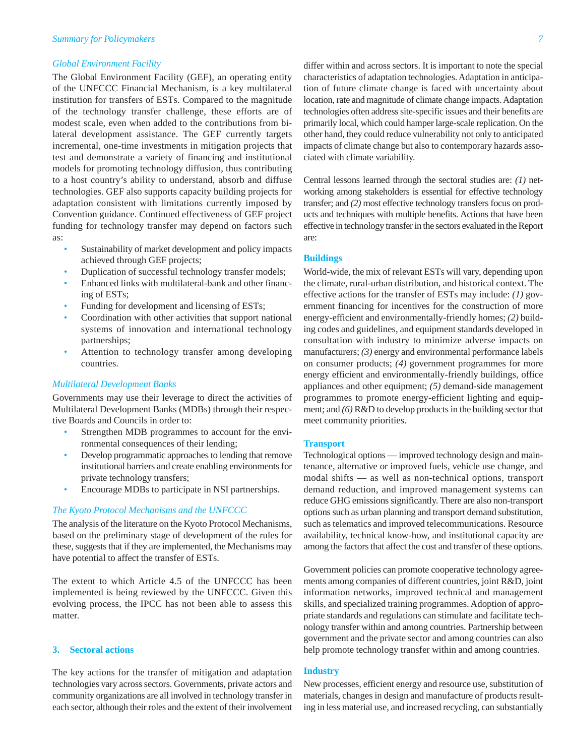### *Global Environment Facility*

The Global Environment Facility (GEF), an operating entity of the UNFCCC Financial Mechanism, is a key multilateral institution for transfers of ESTs. Compared to the magnitude of the technology transfer challenge, these efforts are of modest scale, even when added to the contributions from bilateral development assistance. The GEF currently targets incremental, one-time investments in mitigation projects that test and demonstrate a variety of financing and institutional models for promoting technology diffusion, thus contributing to a host country's ability to understand, absorb and diffuse technologies. GEF also supports capacity building projects for adaptation consistent with limitations currently imposed by Convention guidance. Continued effectiveness of GEF project funding for technology transfer may depend on factors such as:

- Sustainability of market development and policy impacts achieved through GEF projects;
- Duplication of successful technology transfer models;
- Enhanced links with multilateral-bank and other financing of ESTs;
- Funding for development and licensing of ESTs;
- Coordination with other activities that support national systems of innovation and international technology partnerships;
- Attention to technology transfer among developing countries.

### *Multilateral Development Banks*

Governments may use their leverage to direct the activities of Multilateral Development Banks (MDBs) through their respective Boards and Councils in order to:

- Strengthen MDB programmes to account for the environmental consequences of their lending;
- Develop programmatic approaches to lending that remove institutional barriers and create enabling environments for private technology transfers;
- Encourage MDBs to participate in NSI partnerships.

### *The Kyoto Protocol Mechanisms and the UNFCCC*

The analysis of the literature on the Kyoto Protocol Mechanisms, based on the preliminary stage of development of the rules for these, suggests that if they are implemented, the Mechanisms may have potential to affect the transfer of ESTs.

The extent to which Article 4.5 of the UNFCCC has been implemented is being reviewed by the UNFCCC. Given this evolving process, the IPCC has not been able to assess this matter.

## 3. Sectoral actions

The key actions for the transfer of mitigation and adaptation technologies vary across sectors. Governments, private actors and community organizations are all involved in technology transfer in each sector, although their roles and the extent of their involvement differ within and across sectors. It is important to note the special characteristics of adaptation technologies. Adaptation in anticipation of future climate change is faced with uncertainty about location, rate and magnitude of climate change impacts. Adaptation technologies often address site-specific issues and their benefits are primarily local, which could hamper large-scale replication. On the other hand, they could reduce vulnerability not only to anticipated impacts of climate change but also to contemporary hazards associated with climate variability.

Central lessons learned through the sectoral studies are: *(1)* networking among stakeholders is essential for effective technology transfer; and *(2)* most effective technology transfers focus on products and techniques with multiple benefits. Actions that have been effective in technology transfer in the sectors evaluated in the Report are:

### Buildings

World-wide, the mix of relevant ESTs will vary, depending upon the climate, rural-urban distribution, and historical context. The effective actions for the transfer of ESTs may include: *(1)* government financing for incentives for the construction of more energy-efficient and environmentally-friendly homes; *(2)* building codes and guidelines, and equipment standards developed in consultation with industry to minimize adverse impacts on manufacturers; *(3)* energy and environmental performance labels on consumer products; *(4)* government programmes for more energy efficient and environmentally-friendly buildings, office appliances and other equipment; *(5)* demand-side management programmes to promote energy-efficient lighting and equipment; and *(6)* R&D to develop products in the building sector that meet community priorities.

### Transport

Technological options — improved technology design and maintenance, alternative or improved fuels, vehicle use change, and modal shifts — as well as non-technical options, transport demand reduction, and improved management systems can reduce GHG emissions significantly. There are also non-transport options such as urban planning and transport demand substitution, such as telematics and improved telecommunications. Resource availability, technical know-how, and institutional capacity are among the factors that affect the cost and transfer of these options.

Government policies can promote cooperative technology agreements among companies of different countries, joint R&D, joint information networks, improved technical and management skills, and specialized training programmes. Adoption of appropriate standards and regulations can stimulate and facilitate technology transfer within and among countries. Partnership between government and the private sector and among countries can also help promote technology transfer within and among countries.

### Industry

New processes, efficient energy and resource use, substitution of materials, changes in design and manufacture of products resulting in less material use, and increased recycling, can substantially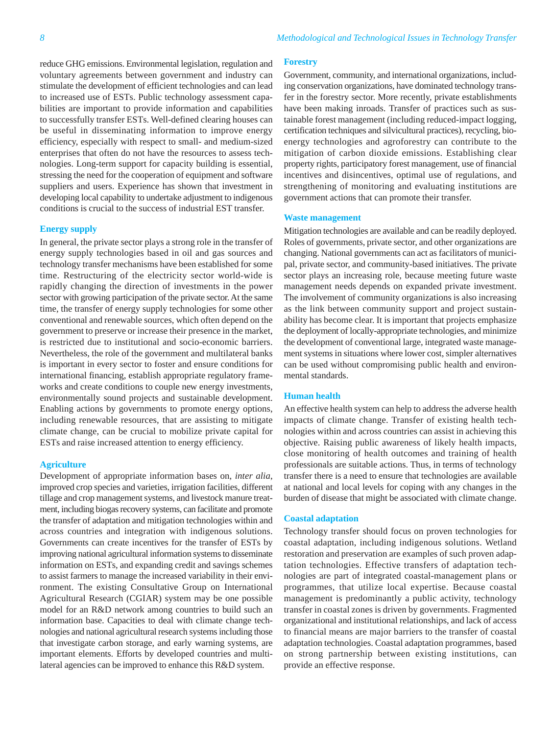reduce GHG emissions. Environmental legislation, regulation and voluntary agreements between government and industry can stimulate the development of efficient technologies and can lead to increased use of ESTs. Public technology assessment capabilities are important to provide information and capabilities to successfully transfer ESTs. Well-defined clearing houses can be useful in disseminating information to improve energy efficiency, especially with respect to small- and medium-sized enterprises that often do not have the resources to assess technologies. Long-term support for capacity building is essential, stressing the need for the cooperation of equipment and software suppliers and users. Experience has shown that investment in developing local capability to undertake adjustment to indigenous conditions is crucial to the success of industrial EST transfer.

### Energy supply

In general, the private sector plays a strong role in the transfer of energy supply technologies based in oil and gas sources and technology transfer mechanisms have been established for some time. Restructuring of the electricity sector world-wide is rapidly changing the direction of investments in the power sector with growing participation of the private sector. At the same time, the transfer of energy supply technologies for some other conventional and renewable sources, which often depend on the government to preserve or increase their presence in the market, is restricted due to institutional and socio-economic barriers. Nevertheless, the role of the government and multilateral banks is important in every sector to foster and ensure conditions for international financing, establish appropriate regulatory frameworks and create conditions to couple new energy investments, environmentally sound projects and sustainable development. Enabling actions by governments to promote energy options, including renewable resources, that are assisting to mitigate climate change, can be crucial to mobilize private capital for ESTs and raise increased attention to energy efficiency.

### Agriculture

Development of appropriate information bases on, *inter alia*, improved crop species and varieties, irrigation facilities, different tillage and crop management systems, and livestock manure treatment, including biogas recovery systems, can facilitate and promote the transfer of adaptation and mitigation technologies within and across countries and integration with indigenous solutions. Governments can create incentives for the transfer of ESTs by improving national agricultural information systems to disseminate information on ESTs, and expanding credit and savings schemes to assist farmers to manage the increased variability in their environment. The existing Consultative Group on International Agricultural Research (CGIAR) system may be one possible model for an R&D network among countries to build such an information base. Capacities to deal with climate change technologies and national agricultural research systems including those that investigate carbon storage, and early warning systems, are important elements. Efforts by developed countries and multilateral agencies can be improved to enhance this R&D system.

### Forestry

Government, community, and international organizations, including conservation organizations, have dominated technology transfer in the forestry sector. More recently, private establishments have been making inroads. Transfer of practices such as sustainable forest management (including reduced-impact logging, certification techniques and silvicultural practices), recycling, bioenergy technologies and agroforestry can contribute to the mitigation of carbon dioxide emissions. Establishing clear property rights, participatory forest management, use of financial incentives and disincentives, optimal use of regulations, and strengthening of monitoring and evaluating institutions are government actions that can promote their transfer.

### Waste management

Mitigation technologies are available and can be readily deployed. Roles of governments, private sector, and other organizations are changing. National governments can act as facilitators of municipal, private sector, and community-based initiatives. The private sector plays an increasing role, because meeting future waste management needs depends on expanded private investment. The involvement of community organizations is also increasing as the link between community support and project sustainability has become clear. It is important that projects emphasize the deployment of locally-appropriate technologies, and minimize the development of conventional large, integrated waste management systems in situations where lower cost, simpler alternatives can be used without compromising public health and environmental standards.

### Human health

An effective health system can help to address the adverse health impacts of climate change. Transfer of existing health technologies within and across countries can assist in achieving this objective. Raising public awareness of likely health impacts, close monitoring of health outcomes and training of health professionals are suitable actions. Thus, in terms of technology transfer there is a need to ensure that technologies are available at national and local levels for coping with any changes in the burden of disease that might be associated with climate change.

### Coastal adaptation

Technology transfer should focus on proven technologies for coastal adaptation, including indigenous solutions. Wetland restoration and preservation are examples of such proven adaptation technologies. Effective transfers of adaptation technologies are part of integrated coastal-management plans or programmes, that utilize local expertise. Because coastal management is predominantly a public activity, technology transfer in coastal zones is driven by governments. Fragmented organizational and institutional relationships, and lack of access to financial means are major barriers to the transfer of coastal adaptation technologies. Coastal adaptation programmes, based on strong partnership between existing institutions, can provide an effective response.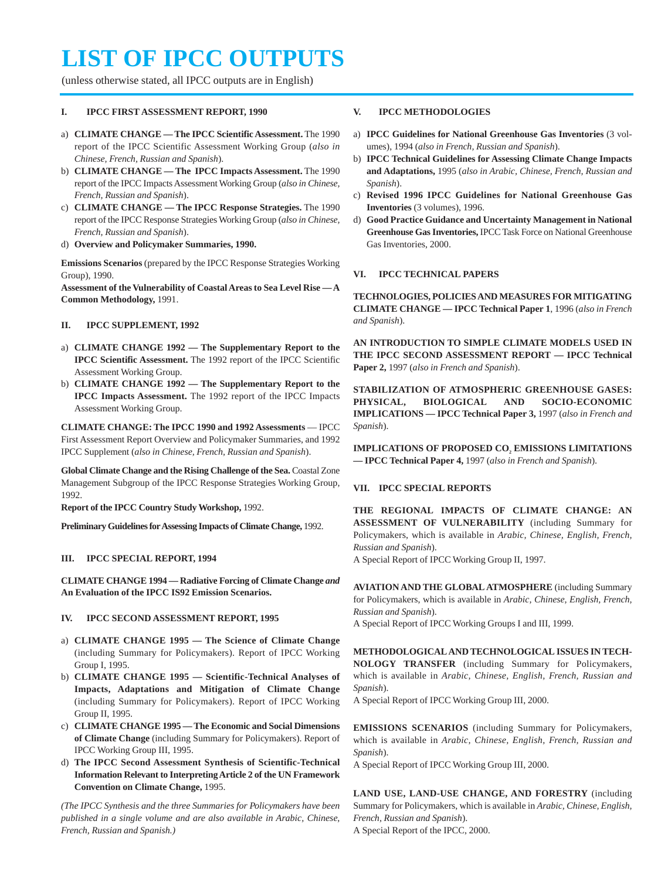# LIST OF IPCC OUTPUTS

(unless otherwise stated, all IPCC outputs are in English)

## I. IPCC FIRST ASSESSMENT REPORT, 1990

a) **CLIMATE CHANGE — The IPCC Scientific Assessment.** The 1990 report of the IPCC Scientific Assessment Working Group (*also in Chinese, French, Russian and Spanish*).

b) **CLIMATE CHANGE — The IPCC Impacts Assessment.** The 1990 report of the IPCC Impacts Assessment Working Group (*also in Chinese, French, Russian and Spanish*).

c) **CLIMATE CHANGE — The IPCC Response Strategies.** The 1990 report of the IPCC Response Strategies Working Group (*also in Chinese, French, Russian and Spanish*).

d) **Overview and Policymaker Summaries, 1990.**

**Emissions Scenarios** (prepared by the IPCC Response Strategies Working Group), 1990.

**Assessment of the Vulnerability of Coastal Areas to Sea Level Rise — A Common Methodology,** 1991.

## II. IPCC SUPPLEMENT, 1992

a) **CLIMATE CHANGE 1992 — The Supplementary Report to the IPCC Scientific Assessment.** The 1992 report of the IPCC Scientific Assessment Working Group.

b) **CLIMATE CHANGE 1992 — The Supplementary Report to the IPCC Impacts Assessment.** The 1992 report of the IPCC Impacts Assessment Working Group.

**CLIMATE CHANGE: The IPCC 1990 and 1992 Assessments** — IPCC First Assessment Report Overview and Policymaker Summaries, and 1992 IPCC Supplement (*also in Chinese, French, Russian and Spanish*).

**Global Climate Change and the Rising Challenge of the Sea.** Coastal Zone Management Subgroup of the IPCC Response Strategies Working Group, 1992.

**Report of the IPCC Country Study Workshop,** 1992.

**Preliminary Guidelines for Assessing Impacts of Climate Change,** 1992.

## III. IPCC SPECIAL REPORT, 1994

**CLIMATE CHANGE 1994 — Radiative Forcing of Climate Change *and* An Evaluation of the IPCC IS92 Emission Scenarios.**

## IV. IPCC SECOND ASSESSMENT REPORT, 1995

a) **CLIMATE CHANGE 1995 — The Science of Climate Change** (including Summary for Policymakers). Report of IPCC Working Group I, 1995.

b) **CLIMATE CHANGE 1995 — Scientific-Technical Analyses of Impacts, Adaptations and Mitigation of Climate Change** (including Summary for Policymakers). Report of IPCC Working Group II, 1995.

c) **CLIMATE CHANGE 1995 — The Economic and Social Dimensions of Climate Change** (including Summary for Policymakers). Report of IPCC Working Group III, 1995.

d) **The IPCC Second Assessment Synthesis of Scientific-Technical Information Relevant to Interpreting Article 2 of the UN Framework Convention on Climate Change,** 1995.

*(The IPCC Synthesis and the three Summaries for Policymakers have been published in a single volume and are also available in Arabic, Chinese, French, Russian and Spanish.)*

## V. IPCC METHODOLOGIES

a) **IPCC Guidelines for National Greenhouse Gas Inventories** (3 volumes), 1994 (*also in French, Russian and Spanish*).

b) **IPCC Technical Guidelines for Assessing Climate Change Impacts and Adaptations,** 1995 (*also in Arabic, Chinese, French, Russian and Spanish*).

c) **Revised 1996 IPCC Guidelines for National Greenhouse Gas Inventories** (3 volumes), 1996.

d) **Good Practice Guidance and Uncertainty Management in National Greenhouse Gas Inventories,** IPCC Task Force on National Greenhouse Gas Inventories, 2000.

## VI. IPCC TECHNICAL PAPERS

**TECHNOLOGIES, POLICIES AND MEASURES FOR MITIGATING CLIMATE CHANGE — IPCC Technical Paper 1**, 1996 (*also in French and Spanish*).

**AN INTRODUCTION TO SIMPLE CLIMATE MODELS USED IN THE IPCC SECOND ASSESSMENT REPORT — IPCC Technical Paper 2,** 1997 (*also in French and Spanish*).

**STABILIZATION OF ATMOSPHERIC GREENHOUSE GASES: PHYSICAL, BIOLOGICAL AND SOCIO-ECONOMIC IMPLICATIONS — IPCC Technical Paper 3,** 1997 (*also in French and Spanish*).

**IMPLICATIONS OF PROPOSED $CO_2$ EMISSIONS LIMITATIONS — IPCC Technical Paper 4,** 1997 (*also in French and Spanish*).

## VII. IPCC SPECIAL REPORTS

**THE REGIONAL IMPACTS OF CLIMATE CHANGE: AN ASSESSMENT OF VULNERABILITY** (including Summary for Policymakers, which is available in *Arabic, Chinese, English, French, Russian and Spanish*).
A Special Report of IPCC Working Group II, 1997.

**AVIATION AND THE GLOBAL ATMOSPHERE** (including Summary for Policymakers, which is available in *Arabic, Chinese, English, French, Russian and Spanish*).
A Special Report of IPCC Working Groups I and III, 1999.

**METHODOLOGICAL AND TECHNOLOGICAL ISSUES IN TECHNOLOGY TRANSFER** (including Summary for Policymakers, which is available in *Arabic, Chinese, English, French, Russian and Spanish*).
A Special Report of IPCC Working Group III, 2000.

**EMISSIONS SCENARIOS** (including Summary for Policymakers, which is available in *Arabic, Chinese, English, French, Russian and Spanish*).
A Special Report of IPCC Working Group III, 2000.

**LAND USE, LAND-USE CHANGE, AND FORESTRY** (including Summary for Policymakers, which is available in *Arabic, Chinese, English, French, Russian and Spanish*).
A Special Report of the IPCC, 2000.